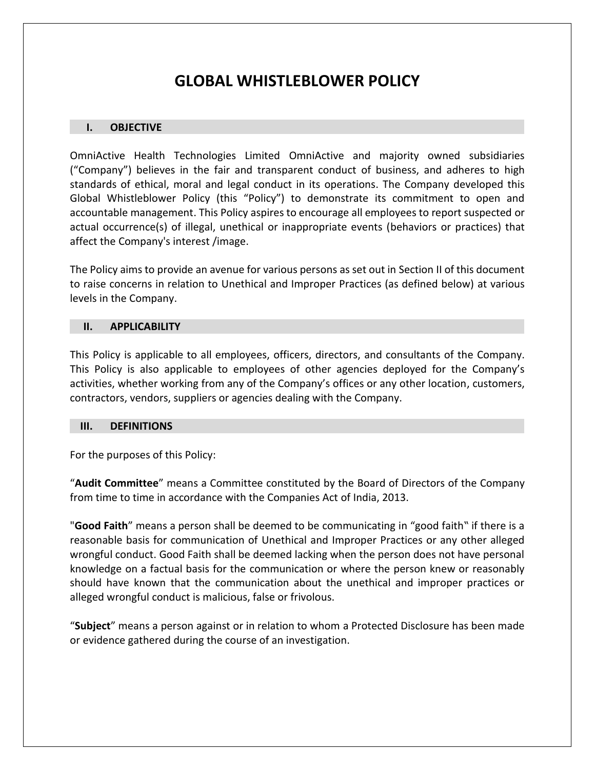# GLOBAL WHISTLEBLOWER POLICY

## I. OBJECTIVE

OmniActive Health Technologies Limited OmniActive and majority owned subsidiaries ("Company") believes in the fair and transparent conduct of business, and adheres to high standards of ethical, moral and legal conduct in its operations. The Company developed this Global Whistleblower Policy (this "Policy") to demonstrate its commitment to open and accountable management. This Policy aspires to encourage all employees to report suspected or actual occurrence(s) of illegal, unethical or inappropriate events (behaviors or practices) that affect the Company's interest /image.

The Policy aims to provide an avenue for various persons as set out in Section II of this document to raise concerns in relation to Unethical and Improper Practices (as defined below) at various levels in the Company.

## II. APPLICABILITY

This Policy is applicable to all employees, officers, directors, and consultants of the Company. This Policy is also applicable to employees of other agencies deployed for the Company's activities, whether working from any of the Company's offices or any other location, customers, contractors, vendors, suppliers or agencies dealing with the Company.

## III. DEFINITIONS

For the purposes of this Policy:

"**Audit Committee**" means a Committee constituted by the Board of Directors of the Company from time to time in accordance with the Companies Act of India, 2013.

"**Good Faith**" means a person shall be deemed to be communicating in "good faith" if there is a reasonable basis for communication of Unethical and Improper Practices or any other alleged wrongful conduct. Good Faith shall be deemed lacking when the person does not have personal knowledge on a factual basis for the communication or where the person knew or reasonably should have known that the communication about the unethical and improper practices or alleged wrongful conduct is malicious, false or frivolous.

"**Subject**" means a person against or in relation to whom a Protected Disclosure has been made or evidence gathered during the course of an investigation.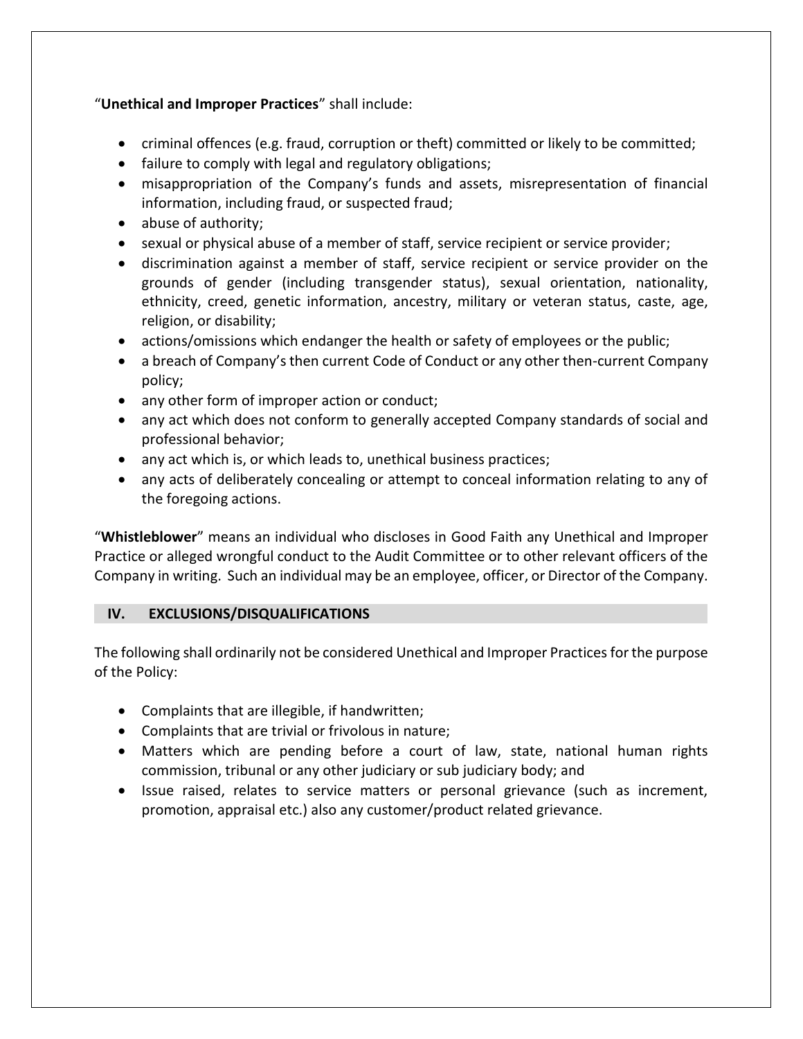"**Unethical and Improper Practices**" shall include:

- criminal offences (e.g. fraud, corruption or theft) committed or likely to be committed;
- failure to comply with legal and regulatory obligations;
- misappropriation of the Company's funds and assets, misrepresentation of financial information, including fraud, or suspected fraud;
- abuse of authority;
- sexual or physical abuse of a member of staff, service recipient or service provider;
- discrimination against a member of staff, service recipient or service provider on the grounds of gender (including transgender status), sexual orientation, nationality, ethnicity, creed, genetic information, ancestry, military or veteran status, caste, age, religion, or disability;
- actions/omissions which endanger the health or safety of employees or the public;
- a breach of Company's then current Code of Conduct or any other then-current Company policy;
- any other form of improper action or conduct;
- any act which does not conform to generally accepted Company standards of social and professional behavior;
- any act which is, or which leads to, unethical business practices;
- any acts of deliberately concealing or attempt to conceal information relating to any of the foregoing actions.

"**Whistleblower**" means an individual who discloses in Good Faith any Unethical and Improper Practice or alleged wrongful conduct to the Audit Committee or to other relevant officers of the Company in writing. Such an individual may be an employee, officer, or Director of the Company.

## IV. EXCLUSIONS/DISQUALIFICATIONS

The following shall ordinarily not be considered Unethical and Improper Practices for the purpose of the Policy:

- Complaints that are illegible, if handwritten;
- Complaints that are trivial or frivolous in nature;
- Matters which are pending before a court of law, state, national human rights commission, tribunal or any other judiciary or sub judiciary body; and
- Issue raised, relates to service matters or personal grievance (such as increment, promotion, appraisal etc.) also any customer/product related grievance.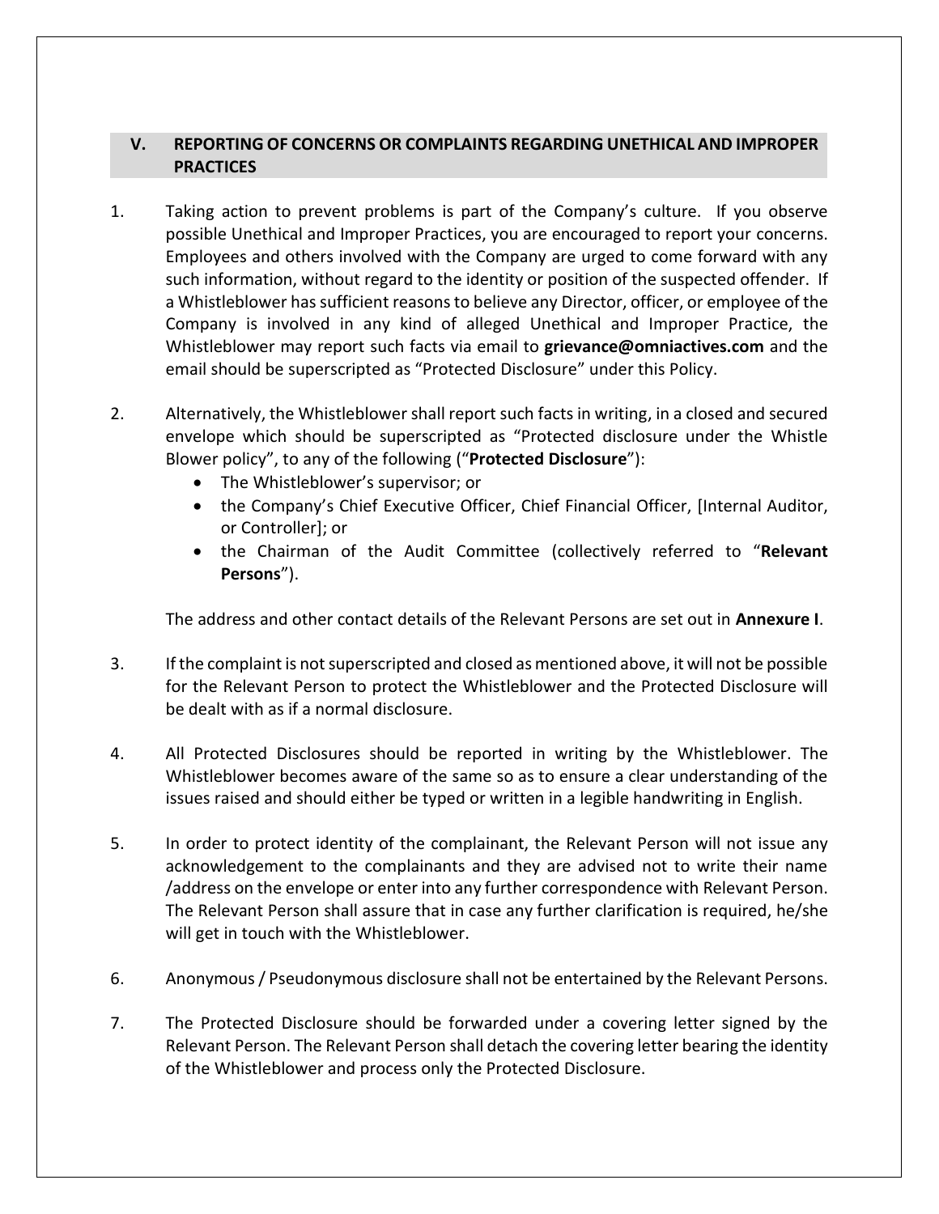## V. REPORTING OF CONCERNS OR COMPLAINTS REGARDING UNETHICAL AND IMPROPER PRACTICES

1. Taking action to prevent problems is part of the Company's culture. If you observe possible Unethical and Improper Practices, you are encouraged to report your concerns. Employees and others involved with the Company are urged to come forward with any such information, without regard to the identity or position of the suspected offender. If a Whistleblower has sufficient reasons to believe any Director, officer, or employee of the Company is involved in any kind of alleged Unethical and Improper Practice, the Whistleblower may report such facts via email to **grievance@omniactives.com** and the email should be superscripted as "Protected Disclosure" under this Policy.

2. Alternatively, the Whistleblower shall report such facts in writing, in a closed and secured envelope which should be superscripted as "Protected disclosure under the Whistle Blower policy", to any of the following ("**Protected Disclosure**"):
   - The Whistleblower's supervisor; or
   - the Company's Chief Executive Officer, Chief Financial Officer, [Internal Auditor, or Controller]; or
   - the Chairman of the Audit Committee (collectively referred to "**Relevant Persons**").

   The address and other contact details of the Relevant Persons are set out in **Annexure I**.

3. If the complaint is not superscripted and closed as mentioned above, it will not be possible for the Relevant Person to protect the Whistleblower and the Protected Disclosure will be dealt with as if a normal disclosure.

4. All Protected Disclosures should be reported in writing by the Whistleblower. The Whistleblower becomes aware of the same so as to ensure a clear understanding of the issues raised and should either be typed or written in a legible handwriting in English.

5. In order to protect identity of the complainant, the Relevant Person will not issue any acknowledgement to the complainants and they are advised not to write their name /address on the envelope or enter into any further correspondence with Relevant Person. The Relevant Person shall assure that in case any further clarification is required, he/she will get in touch with the Whistleblower.

6. Anonymous / Pseudonymous disclosure shall not be entertained by the Relevant Persons.

7. The Protected Disclosure should be forwarded under a covering letter signed by the Relevant Person. The Relevant Person shall detach the covering letter bearing the identity of the Whistleblower and process only the Protected Disclosure.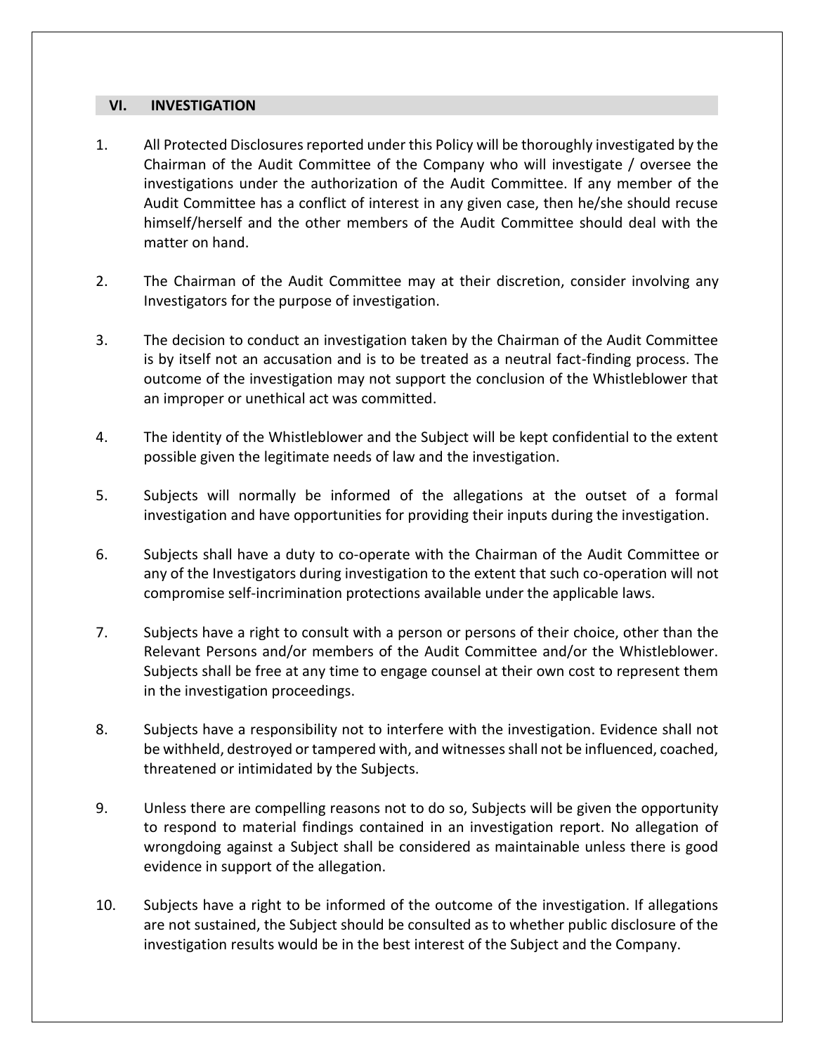## VI. INVESTIGATION

1. All Protected Disclosures reported under this Policy will be thoroughly investigated by the Chairman of the Audit Committee of the Company who will investigate / oversee the investigations under the authorization of the Audit Committee. If any member of the Audit Committee has a conflict of interest in any given case, then he/she should recuse himself/herself and the other members of the Audit Committee should deal with the matter on hand.

2. The Chairman of the Audit Committee may at their discretion, consider involving any Investigators for the purpose of investigation.

3. The decision to conduct an investigation taken by the Chairman of the Audit Committee is by itself not an accusation and is to be treated as a neutral fact-finding process. The outcome of the investigation may not support the conclusion of the Whistleblower that an improper or unethical act was committed.

4. The identity of the Whistleblower and the Subject will be kept confidential to the extent possible given the legitimate needs of law and the investigation.

5. Subjects will normally be informed of the allegations at the outset of a formal investigation and have opportunities for providing their inputs during the investigation.

6. Subjects shall have a duty to co-operate with the Chairman of the Audit Committee or any of the Investigators during investigation to the extent that such co-operation will not compromise self-incrimination protections available under the applicable laws.

7. Subjects have a right to consult with a person or persons of their choice, other than the Relevant Persons and/or members of the Audit Committee and/or the Whistleblower. Subjects shall be free at any time to engage counsel at their own cost to represent them in the investigation proceedings.

8. Subjects have a responsibility not to interfere with the investigation. Evidence shall not be withheld, destroyed or tampered with, and witnesses shall not be influenced, coached, threatened or intimidated by the Subjects.

9. Unless there are compelling reasons not to do so, Subjects will be given the opportunity to respond to material findings contained in an investigation report. No allegation of wrongdoing against a Subject shall be considered as maintainable unless there is good evidence in support of the allegation.

10. Subjects have a right to be informed of the outcome of the investigation. If allegations are not sustained, the Subject should be consulted as to whether public disclosure of the investigation results would be in the best interest of the Subject and the Company.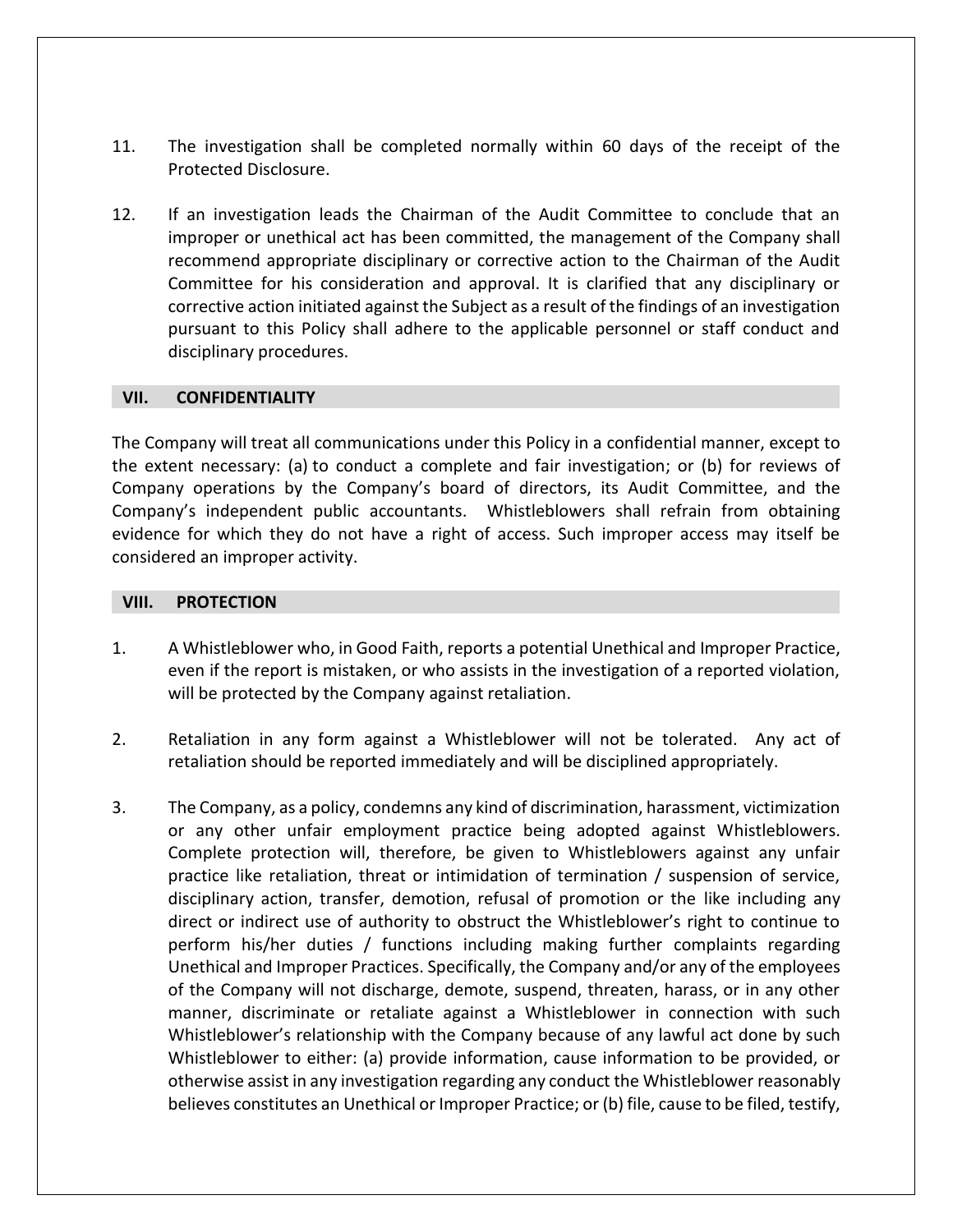11. The investigation shall be completed normally within 60 days of the receipt of the Protected Disclosure.

12. If an investigation leads the Chairman of the Audit Committee to conclude that an improper or unethical act has been committed, the management of the Company shall recommend appropriate disciplinary or corrective action to the Chairman of the Audit Committee for his consideration and approval. It is clarified that any disciplinary or corrective action initiated against the Subject as a result of the findings of an investigation pursuant to this Policy shall adhere to the applicable personnel or staff conduct and disciplinary procedures.

## VII. CONFIDENTIALITY

The Company will treat all communications under this Policy in a confidential manner, except to the extent necessary: (a) to conduct a complete and fair investigation; or (b) for reviews of Company operations by the Company's board of directors, its Audit Committee, and the Company's independent public accountants. Whistleblowers shall refrain from obtaining evidence for which they do not have a right of access. Such improper access may itself be considered an improper activity.

## VIII. PROTECTION

1. A Whistleblower who, in Good Faith, reports a potential Unethical and Improper Practice, even if the report is mistaken, or who assists in the investigation of a reported violation, will be protected by the Company against retaliation.

2. Retaliation in any form against a Whistleblower will not be tolerated. Any act of retaliation should be reported immediately and will be disciplined appropriately.

3. The Company, as a policy, condemns any kind of discrimination, harassment, victimization or any other unfair employment practice being adopted against Whistleblowers. Complete protection will, therefore, be given to Whistleblowers against any unfair practice like retaliation, threat or intimidation of termination / suspension of service, disciplinary action, transfer, demotion, refusal of promotion or the like including any direct or indirect use of authority to obstruct the Whistleblower's right to continue to perform his/her duties / functions including making further complaints regarding Unethical and Improper Practices. Specifically, the Company and/or any of the employees of the Company will not discharge, demote, suspend, threaten, harass, or in any other manner, discriminate or retaliate against a Whistleblower in connection with such Whistleblower's relationship with the Company because of any lawful act done by such Whistleblower to either: (a) provide information, cause information to be provided, or otherwise assist in any investigation regarding any conduct the Whistleblower reasonably believes constitutes an Unethical or Improper Practice; or (b) file, cause to be filed, testify,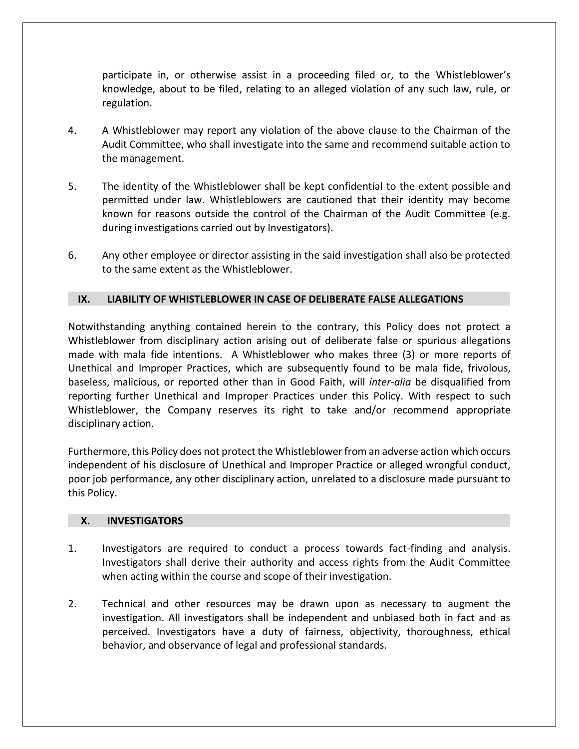participate in, or otherwise assist in a proceeding filed or, to the Whistleblower's knowledge, about to be filed, relating to an alleged violation of any such law, rule, or regulation.

4. A Whistleblower may report any violation of the above clause to the Chairman of the Audit Committee, who shall investigate into the same and recommend suitable action to the management.

5. The identity of the Whistleblower shall be kept confidential to the extent possible and permitted under law. Whistleblowers are cautioned that their identity may become known for reasons outside the control of the Chairman of the Audit Committee (e.g. during investigations carried out by Investigators).

6. Any other employee or director assisting in the said investigation shall also be protected to the same extent as the Whistleblower.

## IX. LIABILITY OF WHISTLEBLOWER IN CASE OF DELIBERATE FALSE ALLEGATIONS

Notwithstanding anything contained herein to the contrary, this Policy does not protect a Whistleblower from disciplinary action arising out of deliberate false or spurious allegations made with mala fide intentions. A Whistleblower who makes three (3) or more reports of Unethical and Improper Practices, which are subsequently found to be mala fide, frivolous, baseless, malicious, or reported other than in Good Faith, will *inter-alia* be disqualified from reporting further Unethical and Improper Practices under this Policy. With respect to such Whistleblower, the Company reserves its right to take and/or recommend appropriate disciplinary action.

Furthermore, this Policy does not protect the Whistleblower from an adverse action which occurs independent of his disclosure of Unethical and Improper Practice or alleged wrongful conduct, poor job performance, any other disciplinary action, unrelated to a disclosure made pursuant to this Policy.

## X. INVESTIGATORS

1. Investigators are required to conduct a process towards fact-finding and analysis. Investigators shall derive their authority and access rights from the Audit Committee when acting within the course and scope of their investigation.

2. Technical and other resources may be drawn upon as necessary to augment the investigation. All investigators shall be independent and unbiased both in fact and as perceived. Investigators have a duty of fairness, objectivity, thoroughness, ethical behavior, and observance of legal and professional standards.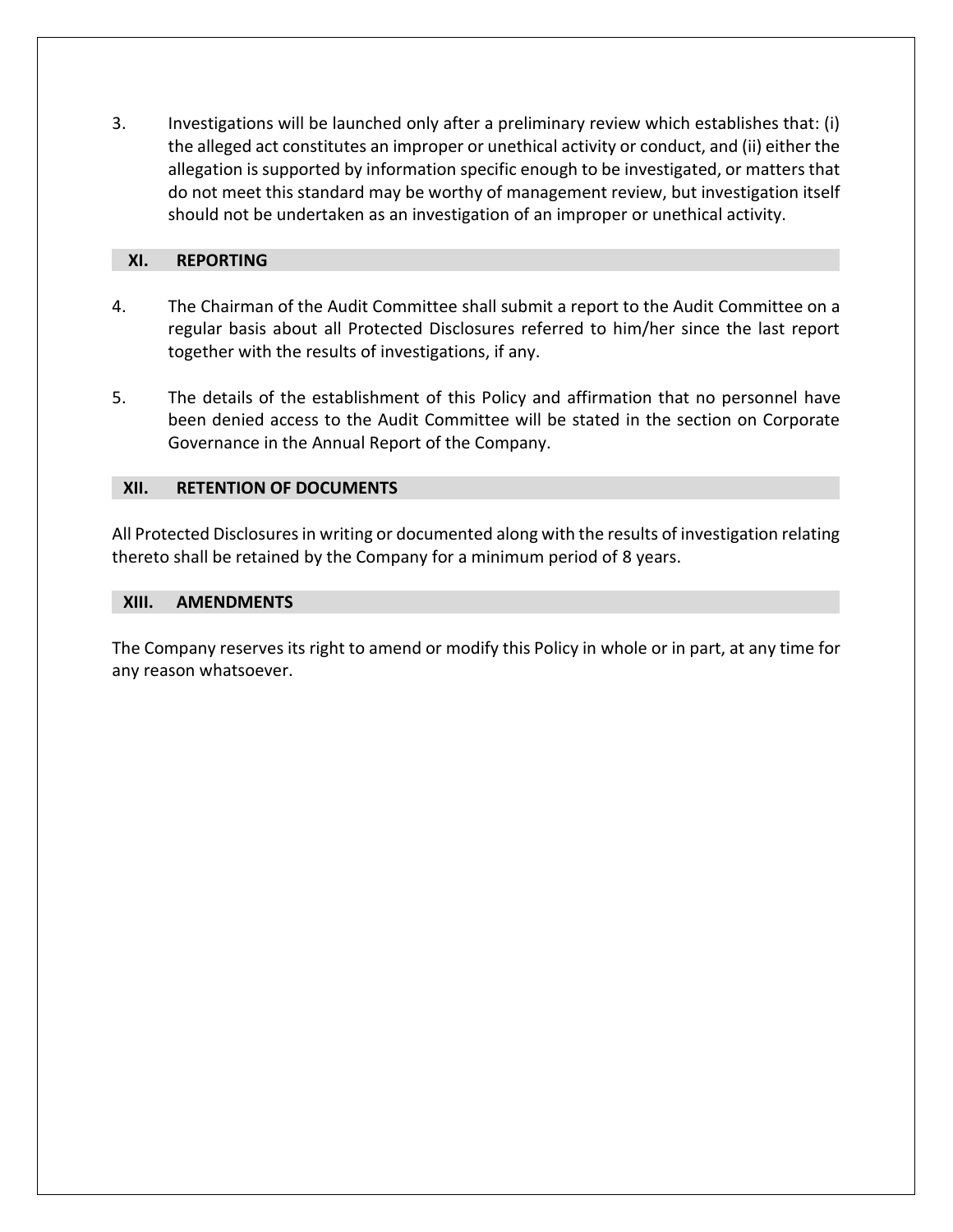3. Investigations will be launched only after a preliminary review which establishes that: (i) the alleged act constitutes an improper or unethical activity or conduct, and (ii) either the allegation is supported by information specific enough to be investigated, or matters that do not meet this standard may be worthy of management review, but investigation itself should not be undertaken as an investigation of an improper or unethical activity.

## XI. REPORTING

4. The Chairman of the Audit Committee shall submit a report to the Audit Committee on a regular basis about all Protected Disclosures referred to him/her since the last report together with the results of investigations, if any.

5. The details of the establishment of this Policy and affirmation that no personnel have been denied access to the Audit Committee will be stated in the section on Corporate Governance in the Annual Report of the Company.

## XII. RETENTION OF DOCUMENTS

All Protected Disclosures in writing or documented along with the results of investigation relating thereto shall be retained by the Company for a minimum period of 8 years.

## XIII. AMENDMENTS

The Company reserves its right to amend or modify this Policy in whole or in part, at any time for any reason whatsoever.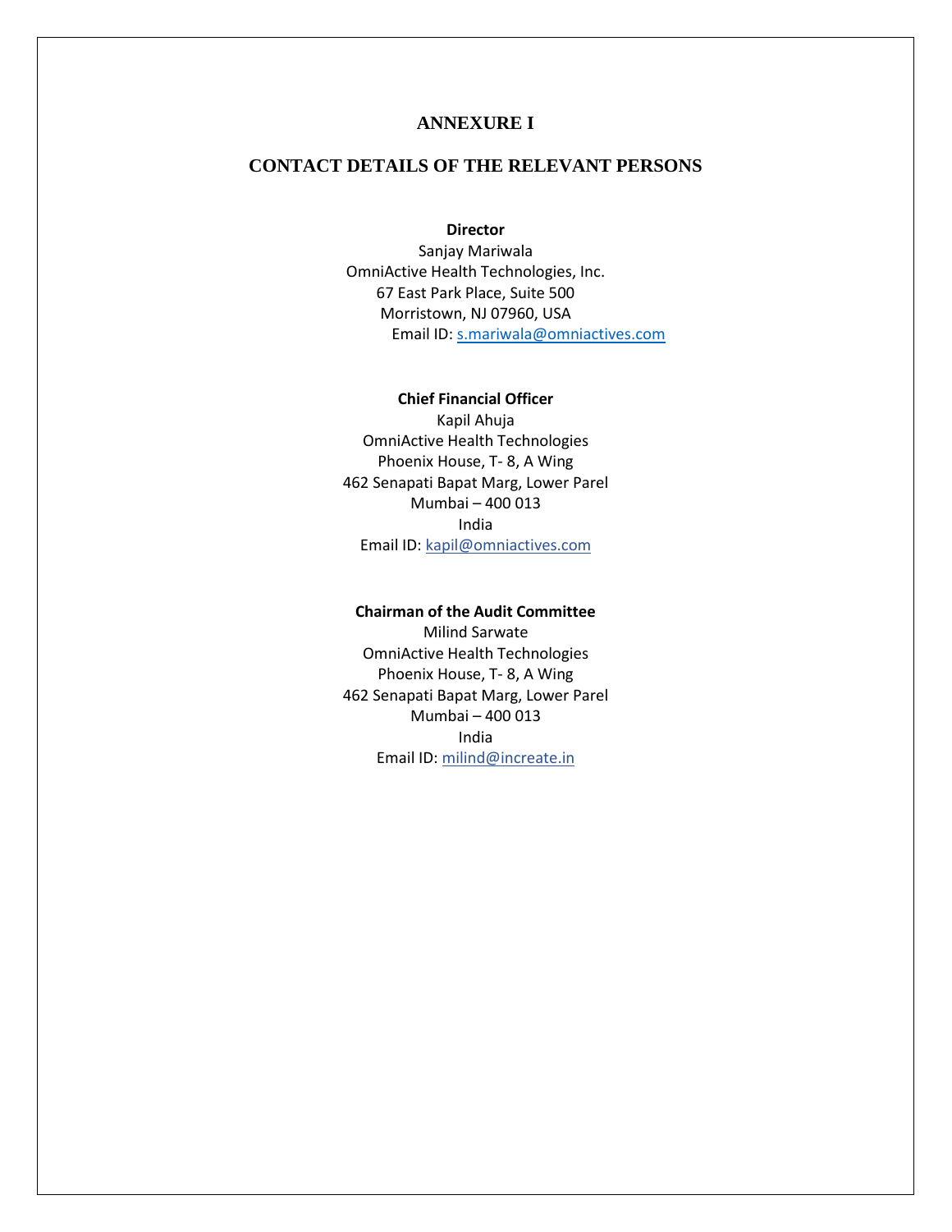# ANNEXURE I

## CONTACT DETAILS OF THE RELEVANT PERSONS

**Director**
Sanjay Mariwala
OmniActive Health Technologies, Inc.
67 East Park Place, Suite 500
Morristown, NJ 07960, USA
Email ID: s.mariwala@omniactives.com

**Chief Financial Officer**
Kapil Ahuja
OmniActive Health Technologies
Phoenix House, T- 8, A Wing
462 Senapati Bapat Marg, Lower Parel
Mumbai – 400 013
India
Email ID: kapil@omniactives.com

**Chairman of the Audit Committee**
Milind Sarwate
OmniActive Health Technologies
Phoenix House, T- 8, A Wing
462 Senapati Bapat Marg, Lower Parel
Mumbai – 400 013
India
Email ID: milind@increate.in